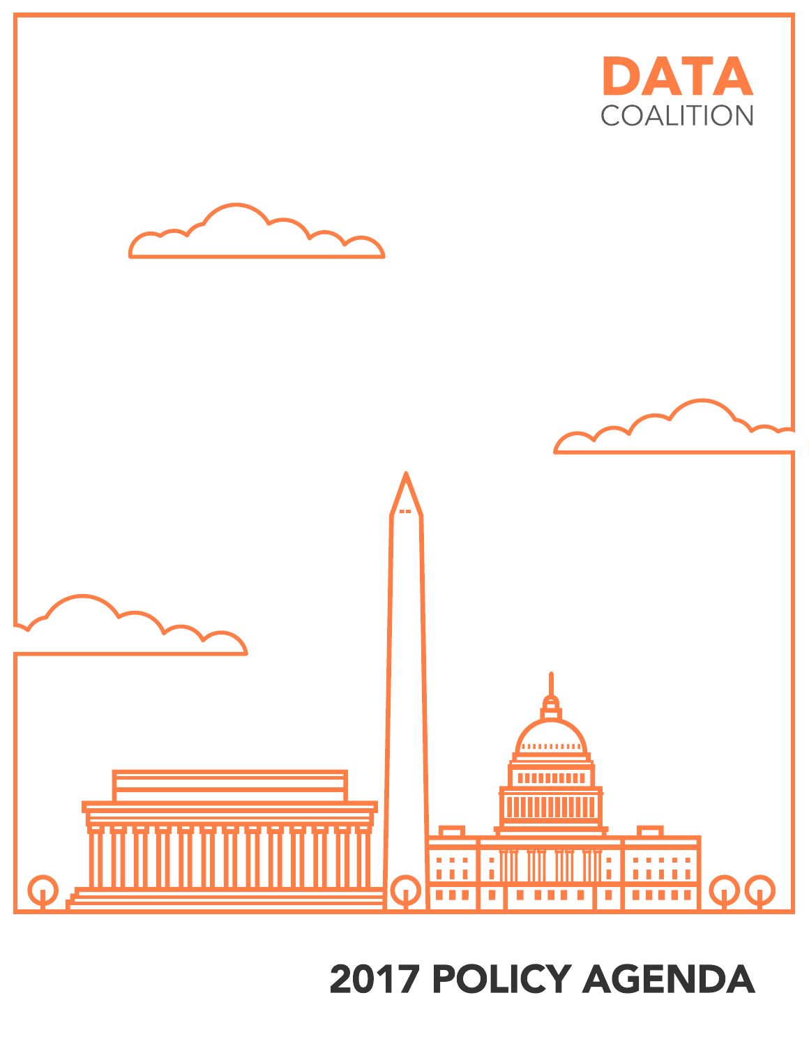DATA
COALITION

# 2017 POLICY AGENDA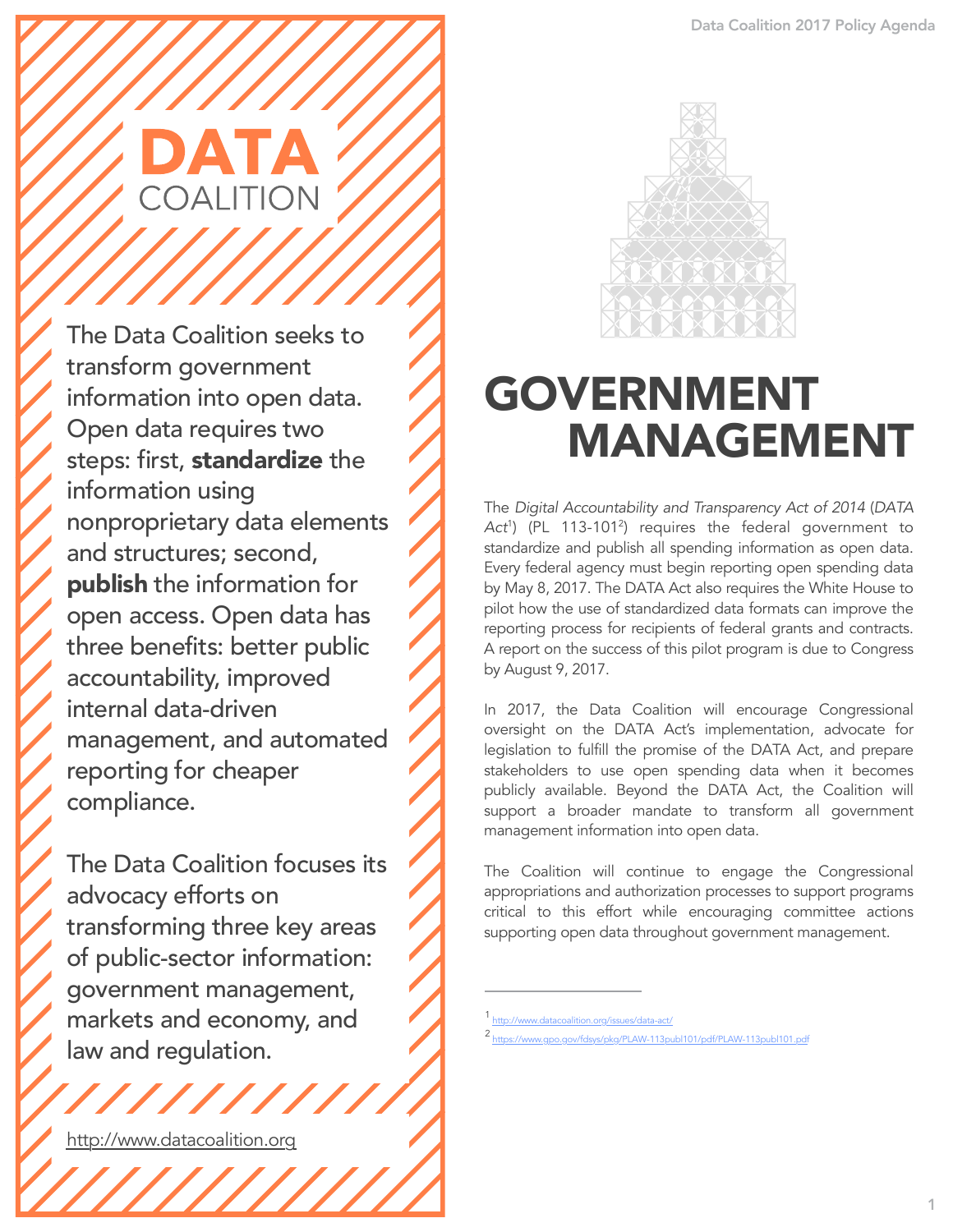# DATA COALITION

The Data Coalition seeks to transform government information into open data. Open data requires two steps: first, **standardize** the information using nonproprietary data elements and structures; second, **publish** the information for open access. Open data has three benefits: better public accountability, improved internal data-driven management, and automated reporting for cheaper compliance.

The Data Coalition focuses its advocacy efforts on transforming three key areas of public-sector information: government management, markets and economy, and law and regulation.

http://www.datacoalition.org

# GOVERNMENT MANAGEMENT

The *Digital Accountability and Transparency Act of 2014* (*DATA Act*[1]) (PL 113-101[2]) requires the federal government to standardize and publish all spending information as open data. Every federal agency must begin reporting open spending data by May 8, 2017. The DATA Act also requires the White House to pilot how the use of standardized data formats can improve the reporting process for recipients of federal grants and contracts. A report on the success of this pilot program is due to Congress by August 9, 2017.

In 2017, the Data Coalition will encourage Congressional oversight on the DATA Act's implementation, advocate for legislation to fulfill the promise of the DATA Act, and prepare stakeholders to use open spending data when it becomes publicly available. Beyond the DATA Act, the Coalition will support a broader mandate to transform all government management information into open data.

The Coalition will continue to engage the Congressional appropriations and authorization processes to support programs critical to this effort while encouraging committee actions supporting open data throughout government management.

---

[1] http://www.datacoalition.org/issues/data-act/

[2] https://www.gpo.gov/fdsys/pkg/PLAW-113publ101/pdf/PLAW-113publ101.pdf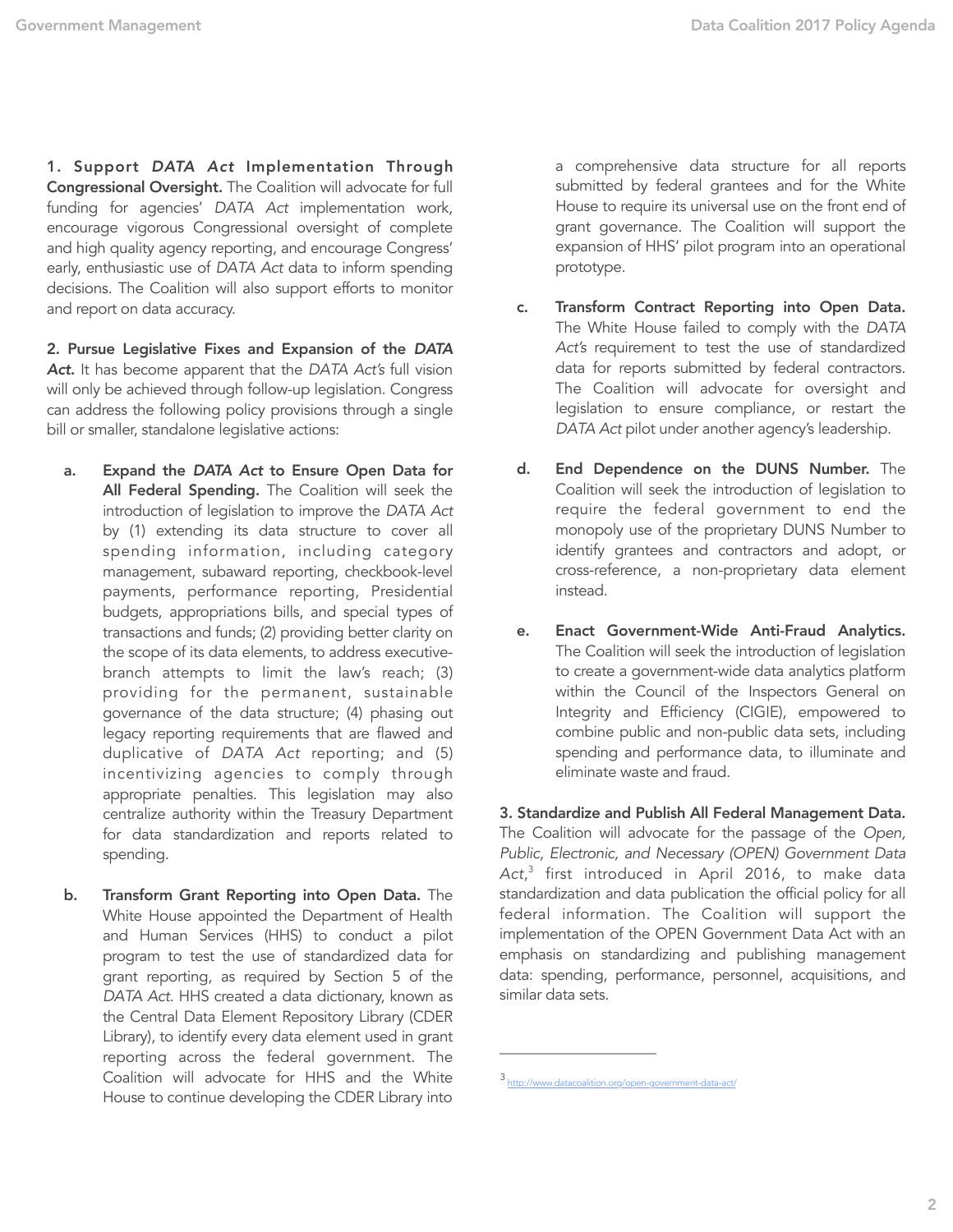**1. Support *DATA Act* Implementation Through Congressional Oversight.** The Coalition will advocate for full funding for agencies' *DATA Act* implementation work, encourage vigorous Congressional oversight of complete and high quality agency reporting, and encourage Congress' early, enthusiastic use of *DATA Act* data to inform spending decisions. The Coalition will also support efforts to monitor and report on data accuracy.

**2. Pursue Legislative Fixes and Expansion of the *DATA Act*.** It has become apparent that the *DATA Act's* full vision will only be achieved through follow-up legislation. Congress can address the following policy provisions through a single bill or smaller, standalone legislative actions:

a. **Expand the *DATA Act* to Ensure Open Data for All Federal Spending.** The Coalition will seek the introduction of legislation to improve the *DATA Act* by (1) extending its data structure to cover all spending information, including category management, subaward reporting, checkbook-level payments, performance reporting, Presidential budgets, appropriations bills, and special types of transactions and funds; (2) providing better clarity on the scope of its data elements, to address executive-branch attempts to limit the law's reach; (3) providing for the permanent, sustainable governance of the data structure; (4) phasing out legacy reporting requirements that are flawed and duplicative of *DATA Act* reporting; and (5) incentivizing agencies to comply through appropriate penalties. This legislation may also centralize authority within the Treasury Department for data standardization and reports related to spending.

b. **Transform Grant Reporting into Open Data.** The White House appointed the Department of Health and Human Services (HHS) to conduct a pilot program to test the use of standardized data for grant reporting, as required by Section 5 of the *DATA Act*. HHS created a data dictionary, known as the Central Data Element Repository Library (CDER Library), to identify every data element used in grant reporting across the federal government. The Coalition will advocate for HHS and the White House to continue developing the CDER Library into a comprehensive data structure for all reports submitted by federal grantees and for the White House to require its universal use on the front end of grant governance. The Coalition will support the expansion of HHS' pilot program into an operational prototype.

c. **Transform Contract Reporting into Open Data.** The White House failed to comply with the *DATA Act's* requirement to test the use of standardized data for reports submitted by federal contractors. The Coalition will advocate for oversight and legislation to ensure compliance, or restart the *DATA Act* pilot under another agency's leadership.

d. **End Dependence on the DUNS Number.** The Coalition will seek the introduction of legislation to require the federal government to end the monopoly use of the proprietary DUNS Number to identify grantees and contractors and adopt, or cross-reference, a non-proprietary data element instead.

e. **Enact Government-Wide Anti-Fraud Analytics.** The Coalition will seek the introduction of legislation to create a government-wide data analytics platform within the Council of the Inspectors General on Integrity and Efficiency (CIGIE), empowered to combine public and non-public data sets, including spending and performance data, to illuminate and eliminate waste and fraud.

**3. Standardize and Publish All Federal Management Data.** The Coalition will advocate for the passage of the *Open, Public, Electronic, and Necessary (OPEN) Government Data Act*,[3] first introduced in April 2016, to make data standardization and data publication the official policy for all federal information. The Coalition will support the implementation of the OPEN Government Data Act with an emphasis on standardizing and publishing management data: spending, performance, personnel, acquisitions, and similar data sets.

---

[3] http://www.datacoalition.org/open-government-data-act/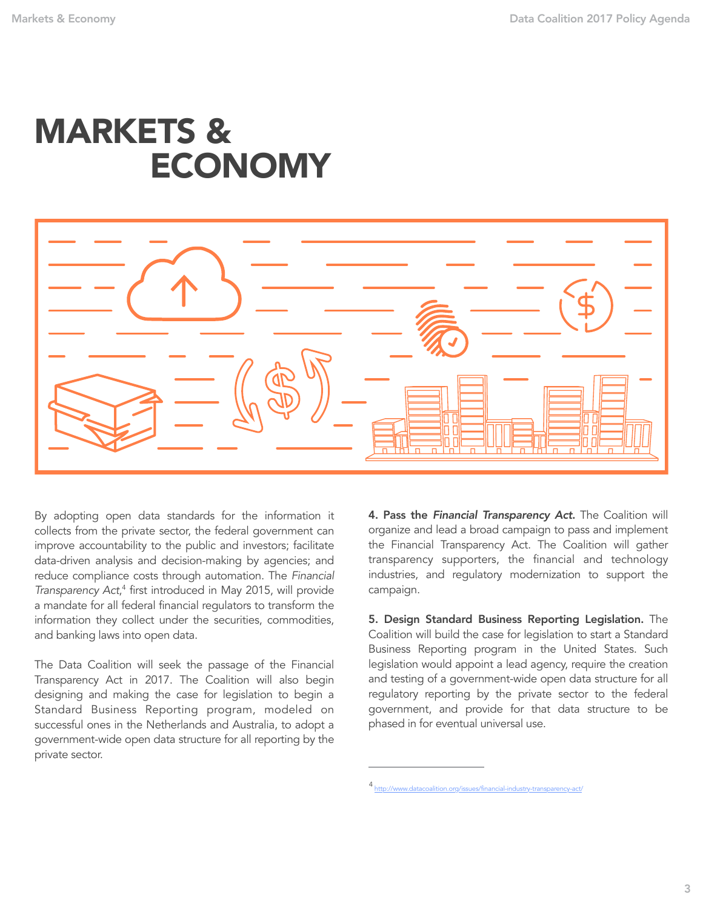# MARKETS & ECONOMY

By adopting open data standards for the information it collects from the private sector, the federal government can improve accountability to the public and investors; facilitate data-driven analysis and decision-making by agencies; and reduce compliance costs through automation. The *Financial Transparency Act*,[4] first introduced in May 2015, will provide a mandate for all federal financial regulators to transform the information they collect under the securities, commodities, and banking laws into open data.

The Data Coalition will seek the passage of the Financial Transparency Act in 2017. The Coalition will also begin designing and making the case for legislation to begin a Standard Business Reporting program, modeled on successful ones in the Netherlands and Australia, to adopt a government-wide open data structure for all reporting by the private sector.

**4. Pass the *Financial Transparency Act*.** The Coalition will organize and lead a broad campaign to pass and implement the Financial Transparency Act. The Coalition will gather transparency supporters, the financial and technology industries, and regulatory modernization to support the campaign.

**5. Design Standard Business Reporting Legislation.** The Coalition will build the case for legislation to start a Standard Business Reporting program in the United States. Such legislation would appoint a lead agency, require the creation and testing of a government-wide open data structure for all regulatory reporting by the private sector to the federal government, and provide for that data structure to be phased in for eventual universal use.

---

[4] http://www.datacoalition.org/issues/financial-industry-transparency-act/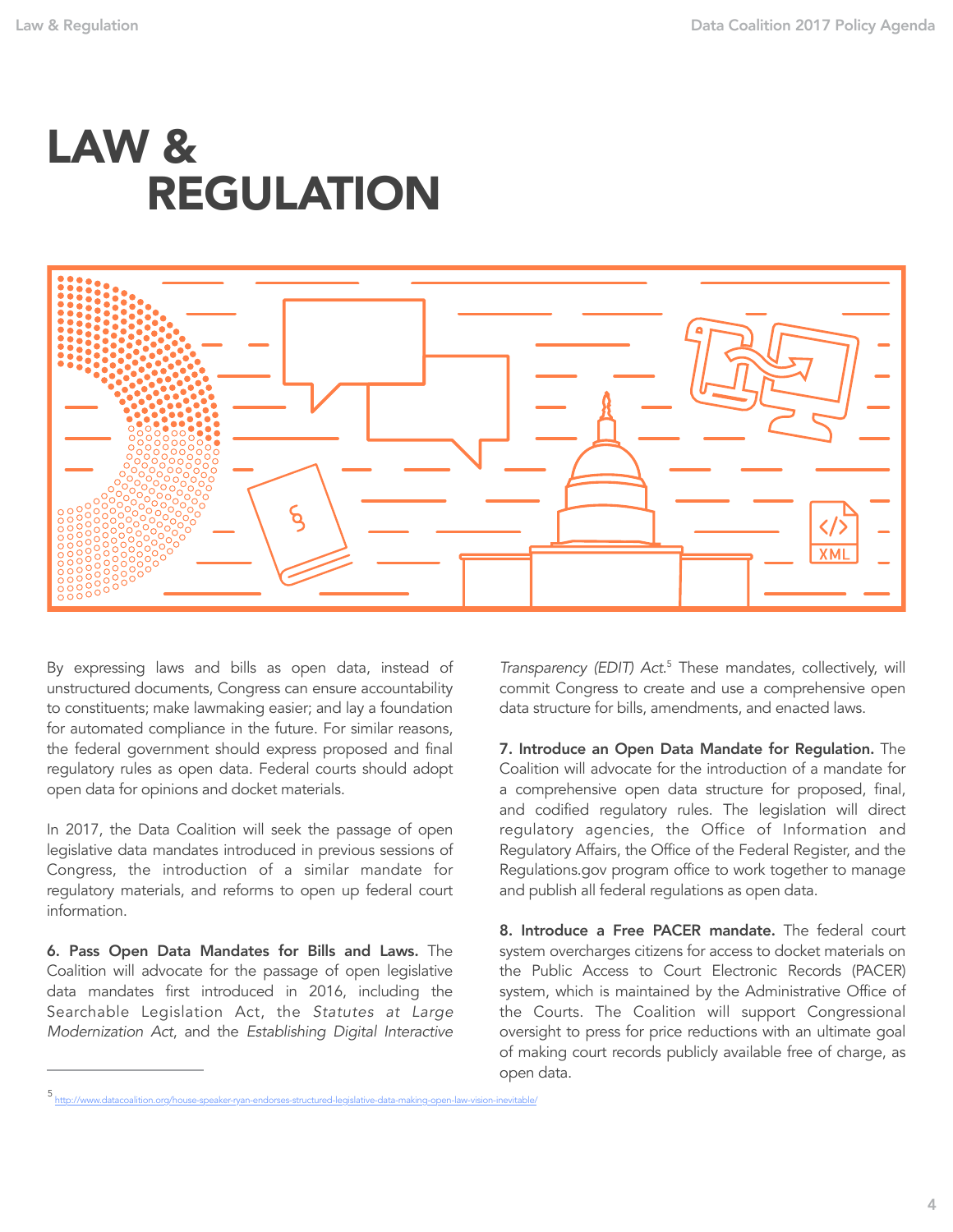# LAW & REGULATION

By expressing laws and bills as open data, instead of unstructured documents, Congress can ensure accountability to constituents; make lawmaking easier; and lay a foundation for automated compliance in the future. For similar reasons, the federal government should express proposed and final regulatory rules as open data. Federal courts should adopt open data for opinions and docket materials.

In 2017, the Data Coalition will seek the passage of open legislative data mandates introduced in previous sessions of Congress, the introduction of a similar mandate for regulatory materials, and reforms to open up federal court information.

**6. Pass Open Data Mandates for Bills and Laws.** The Coalition will advocate for the passage of open legislative data mandates first introduced in 2016, including the Searchable Legislation Act, the *Statutes at Large Modernization Act*, and the *Establishing Digital Interactive Transparency (EDIT) Act.*[5] These mandates, collectively, will commit Congress to create and use a comprehensive open data structure for bills, amendments, and enacted laws.

**7. Introduce an Open Data Mandate for Regulation.** The Coalition will advocate for the introduction of a mandate for a comprehensive open data structure for proposed, final, and codified regulatory rules. The legislation will direct regulatory agencies, the Office of Information and Regulatory Affairs, the Office of the Federal Register, and the Regulations.gov program office to work together to manage and publish all federal regulations as open data.

**8. Introduce a Free PACER mandate.** The federal court system overcharges citizens for access to docket materials on the Public Access to Court Electronic Records (PACER) system, which is maintained by the Administrative Office of the Courts. The Coalition will support Congressional oversight to press for price reductions with an ultimate goal of making court records publicly available free of charge, as open data.

[5] http://www.datacoalition.org/house-speaker-ryan-endorses-structured-legislative-data-making-open-law-vision-inevitable/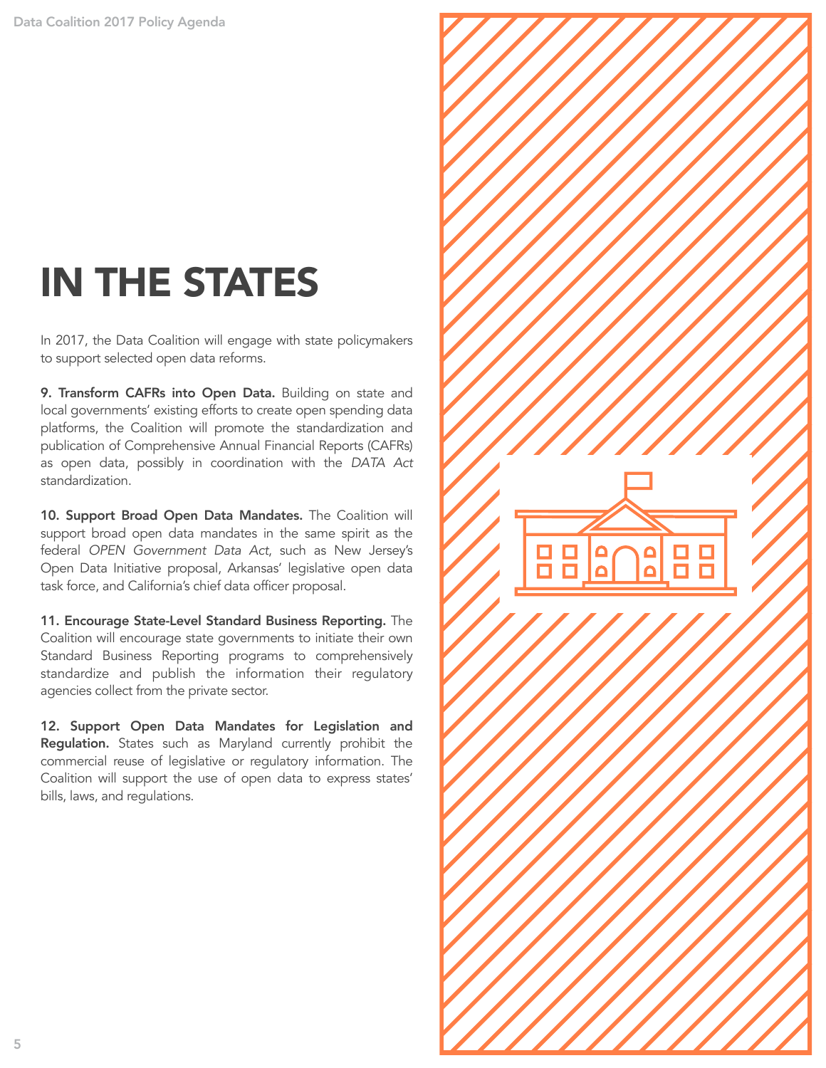# IN THE STATES

In 2017, the Data Coalition will engage with state policymakers to support selected open data reforms.

**9. Transform CAFRs into Open Data.** Building on state and local governments' existing efforts to create open spending data platforms, the Coalition will promote the standardization and publication of Comprehensive Annual Financial Reports (CAFRs) as open data, possibly in coordination with the *DATA Act* standardization.

**10. Support Broad Open Data Mandates.** The Coalition will support broad open data mandates in the same spirit as the federal *OPEN Government Data Act*, such as New Jersey's Open Data Initiative proposal, Arkansas' legislative open data task force, and California's chief data officer proposal.

**11. Encourage State-Level Standard Business Reporting.** The Coalition will encourage state governments to initiate their own Standard Business Reporting programs to comprehensively standardize and publish the information their regulatory agencies collect from the private sector.

**12. Support Open Data Mandates for Legislation and Regulation.** States such as Maryland currently prohibit the commercial reuse of legislative or regulatory information. The Coalition will support the use of open data to express states' bills, laws, and regulations.